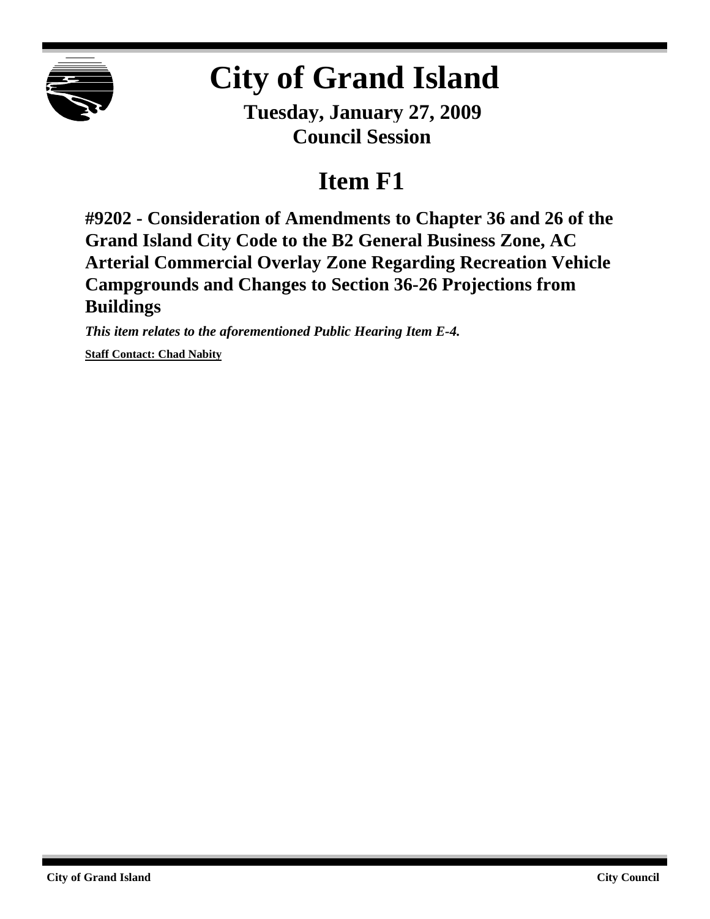# City of Grand Island

**Tuesday, January 27, 2009**
**Council Session**

## Item F1

### #9202 - Consideration of Amendments to Chapter 36 and 26 of the Grand Island City Code to the B2 General Business Zone, AC Arterial Commercial Overlay Zone Regarding Recreation Vehicle Campgrounds and Changes to Section 36-26 Projections from Buildings

***This item relates to the aforementioned Public Hearing Item E-4.***

**Staff Contact: Chad Nabity**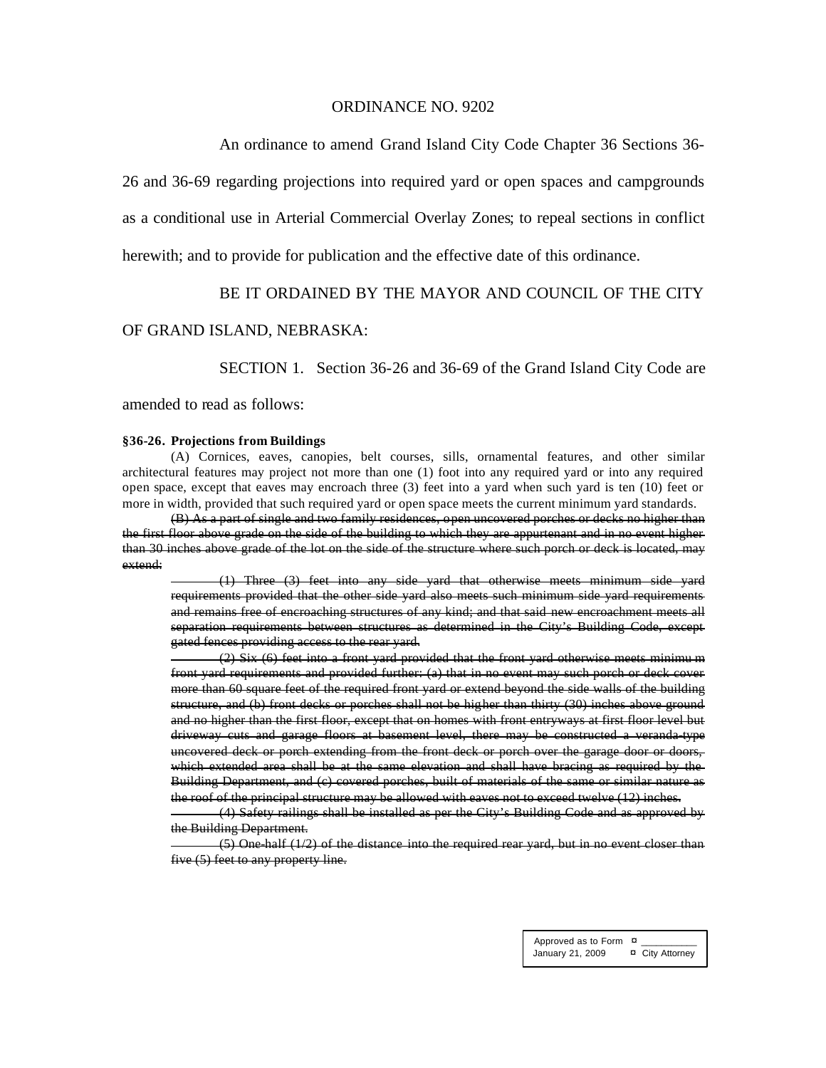ORDINANCE NO. 9202

An ordinance to amend Grand Island City Code Chapter 36 Sections 36-26 and 36-69 regarding projections into required yard or open spaces and campgrounds as a conditional use in Arterial Commercial Overlay Zones; to repeal sections in conflict herewith; and to provide for publication and the effective date of this ordinance.

BE IT ORDAINED BY THE MAYOR AND COUNCIL OF THE CITY OF GRAND ISLAND, NEBRASKA:

SECTION 1. Section 36-26 and 36-69 of the Grand Island City Code are amended to read as follows:

**§36-26. Projections from Buildings**

(A) Cornices, eaves, canopies, belt courses, sills, ornamental features, and other similar architectural features may project not more than one (1) foot into any required yard or into any required open space, except that eaves may encroach three (3) feet into a yard when such yard is ten (10) feet or more in width, provided that such required yard or open space meets the current minimum yard standards.

~~(B) As a part of single and two family residences, open uncovered porches or decks no higher than the first floor above grade on the side of the building to which they are appurtenant and in no event higher than 30 inches above grade of the lot on the side of the structure where such porch or deck is located, may extend:~~

~~(1) Three (3) feet into any side yard that otherwise meets minimum side yard requirements provided that the other side yard also meets such minimum side yard requirements and remains free of encroaching structures of any kind; and that said new encroachment meets all separation requirements between structures as determined in the City's Building Code, except gated fences providing access to the rear yard.~~

~~(2) Six (6) feet into a front yard provided that the front yard otherwise meets minimum front yard requirements and provided further: (a) that in no event may such porch or deck cover more than 60 square feet of the required front yard or extend beyond the side walls of the building structure, and (b) front decks or porches shall not be higher than thirty (30) inches above ground and no higher than the first floor, except that on homes with front entryways at first floor level but driveway cuts and garage floors at basement level, there may be constructed a veranda-type uncovered deck or porch extending from the front deck or porch over the garage door or doors, which extended area shall be at the same elevation and shall have bracing as required by the Building Department, and (c) covered porches, built of materials of the same or similar nature as the roof of the principal structure may be allowed with eaves not to exceed twelve (12) inches.~~

~~(4) Safety railings shall be installed as per the City's Building Code and as approved by the Building Department.~~

~~(5) One-half (1/2) of the distance into the required rear yard, but in no event closer than five (5) feet to any property line.~~

| Approved as to Form ¤ ___________ |
| --- |
| January 21, 2009 ¤ City Attorney |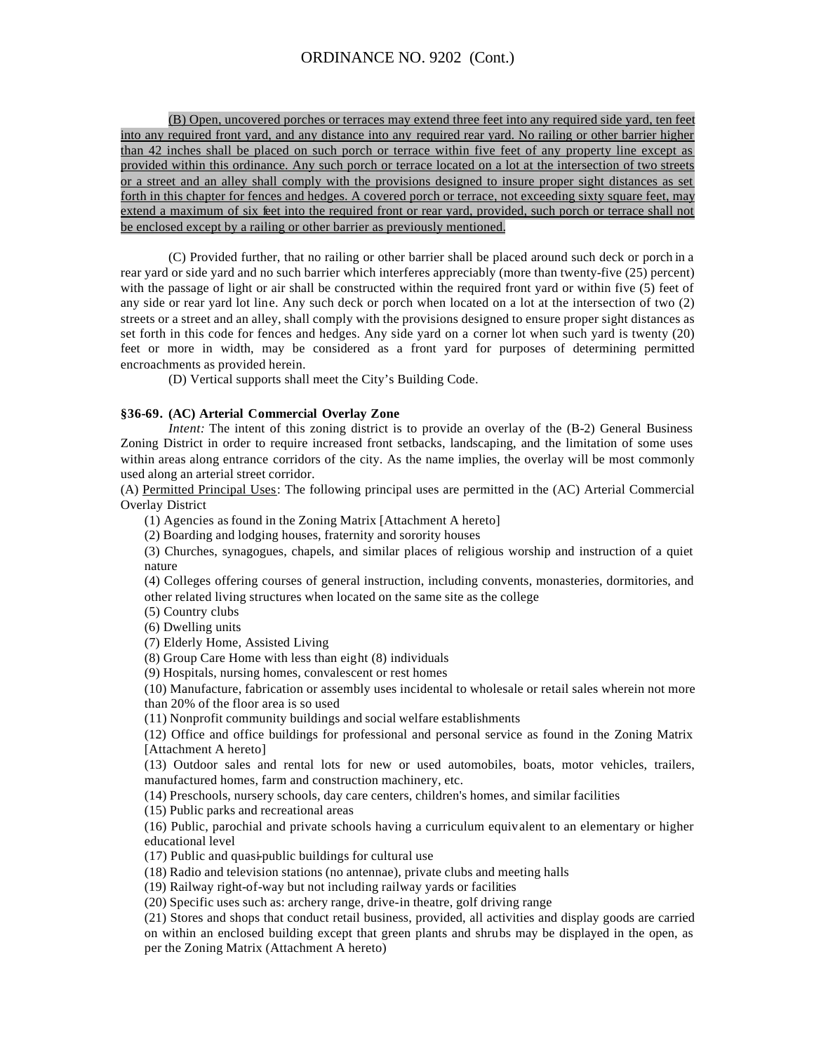(B) Open, uncovered porches or terraces may extend three feet into any required side yard, ten feet into any required front yard, and any distance into any required rear yard. No railing or other barrier higher than 42 inches shall be placed on such porch or terrace within five feet of any property line except as provided within this ordinance. Any such porch or terrace located on a lot at the intersection of two streets or a street and an alley shall comply with the provisions designed to insure proper sight distances as set forth in this chapter for fences and hedges. A covered porch or terrace, not exceeding sixty square feet, may extend a maximum of six feet into the required front or rear yard, provided, such porch or terrace shall not be enclosed except by a railing or other barrier as previously mentioned.

(C) Provided further, that no railing or other barrier shall be placed around such deck or porch in a rear yard or side yard and no such barrier which interferes appreciably (more than twenty-five (25) percent) with the passage of light or air shall be constructed within the required front yard or within five (5) feet of any side or rear yard lot line. Any such deck or porch when located on a lot at the intersection of two (2) streets or a street and an alley, shall comply with the provisions designed to ensure proper sight distances as set forth in this code for fences and hedges. Any side yard on a corner lot when such yard is twenty (20) feet or more in width, may be considered as a front yard for purposes of determining permitted encroachments as provided herein.

(D) Vertical supports shall meet the City's Building Code.

**§36-69. (AC) Arterial Commercial Overlay Zone**

*Intent:* The intent of this zoning district is to provide an overlay of the (B-2) General Business Zoning District in order to require increased front setbacks, landscaping, and the limitation of some uses within areas along entrance corridors of the city. As the name implies, the overlay will be most commonly used along an arterial street corridor.

(A) Permitted Principal Uses: The following principal uses are permitted in the (AC) Arterial Commercial Overlay District

(1) Agencies as found in the Zoning Matrix [Attachment A hereto]

(2) Boarding and lodging houses, fraternity and sorority houses

(3) Churches, synagogues, chapels, and similar places of religious worship and instruction of a quiet nature

(4) Colleges offering courses of general instruction, including convents, monasteries, dormitories, and other related living structures when located on the same site as the college

(5) Country clubs

(6) Dwelling units

(7) Elderly Home, Assisted Living

(8) Group Care Home with less than eight (8) individuals

(9) Hospitals, nursing homes, convalescent or rest homes

(10) Manufacture, fabrication or assembly uses incidental to wholesale or retail sales wherein not more than 20% of the floor area is so used

(11) Nonprofit community buildings and social welfare establishments

(12) Office and office buildings for professional and personal service as found in the Zoning Matrix [Attachment A hereto]

(13) Outdoor sales and rental lots for new or used automobiles, boats, motor vehicles, trailers, manufactured homes, farm and construction machinery, etc.

(14) Preschools, nursery schools, day care centers, children's homes, and similar facilities

(15) Public parks and recreational areas

(16) Public, parochial and private schools having a curriculum equivalent to an elementary or higher educational level

(17) Public and quasi-public buildings for cultural use

(18) Radio and television stations (no antennae), private clubs and meeting halls

(19) Railway right-of-way but not including railway yards or facilities

(20) Specific uses such as: archery range, drive-in theatre, golf driving range

(21) Stores and shops that conduct retail business, provided, all activities and display goods are carried on within an enclosed building except that green plants and shrubs may be displayed in the open, as per the Zoning Matrix (Attachment A hereto)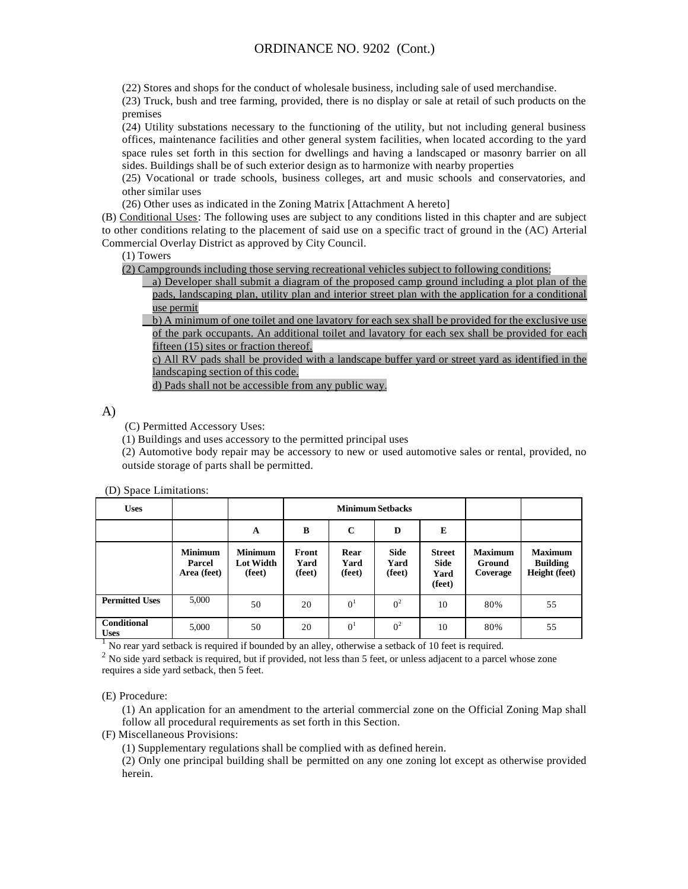(22) Stores and shops for the conduct of wholesale business, including sale of used merchandise.

(23) Truck, bush and tree farming, provided, there is no display or sale at retail of such products on the premises

(24) Utility substations necessary to the functioning of the utility, but not including general business offices, maintenance facilities and other general system facilities, when located according to the yard space rules set forth in this section for dwellings and having a landscaped or masonry barrier on all sides. Buildings shall be of such exterior design as to harmonize with nearby properties

(25) Vocational or trade schools, business colleges, art and music schools and conservatories, and other similar uses

(26) Other uses as indicated in the Zoning Matrix [Attachment A hereto]

(B) Conditional Uses: The following uses are subject to any conditions listed in this chapter and are subject to other conditions relating to the placement of said use on a specific tract of ground in the (AC) Arterial Commercial Overlay District as approved by City Council.

(1) Towers

(2) Campgrounds including those serving recreational vehicles subject to following conditions:

a) Developer shall submit a diagram of the proposed camp ground including a plot plan of the pads, landscaping plan, utility plan and interior street plan with the application for a conditional use permit

b) A minimum of one toilet and one lavatory for each sex shall be provided for the exclusive use of the park occupants. An additional toilet and lavatory for each sex shall be provided for each fifteen (15) sites or fraction thereof.

c) All RV pads shall be provided with a landscape buffer yard or street yard as identified in the landscaping section of this code.

d) Pads shall not be accessible from any public way.

A)

(C) Permitted Accessory Uses:

(1) Buildings and uses accessory to the permitted principal uses

(2) Automotive body repair may be accessory to new or used automotive sales or rental, provided, no outside storage of parts shall be permitted.

(D) Space Limitations:

| Uses | | | Minimum Setbacks | | | | | |
|---|---|---|---|---|---|---|---|---|
| | | A | B | C | D | E | | |
| | Minimum Parcel Area (feet) | Minimum Lot Width (feet) | Front Yard (feet) | Rear Yard (feet) | Side Yard (feet) | Street Side Yard (feet) | Maximum Ground Coverage | Maximum Building Height (feet) |
| Permitted Uses | 5,000 | 50 | 20 | 0[1] | 0[2] | 10 | 80% | 55 |
| Conditional Uses | 5,000 | 50 | 20 | 0[1] | 0[2] | 10 | 80% | 55 |

[1] No rear yard setback is required if bounded by an alley, otherwise a setback of 10 feet is required.

[2] No side yard setback is required, but if provided, not less than 5 feet, or unless adjacent to a parcel whose zone requires a side yard setback, then 5 feet.

(E) Procedure:

(1) An application for an amendment to the arterial commercial zone on the Official Zoning Map shall follow all procedural requirements as set forth in this Section.

(F) Miscellaneous Provisions:

(1) Supplementary regulations shall be complied with as defined herein.

(2) Only one principal building shall be permitted on any one zoning lot except as otherwise provided herein.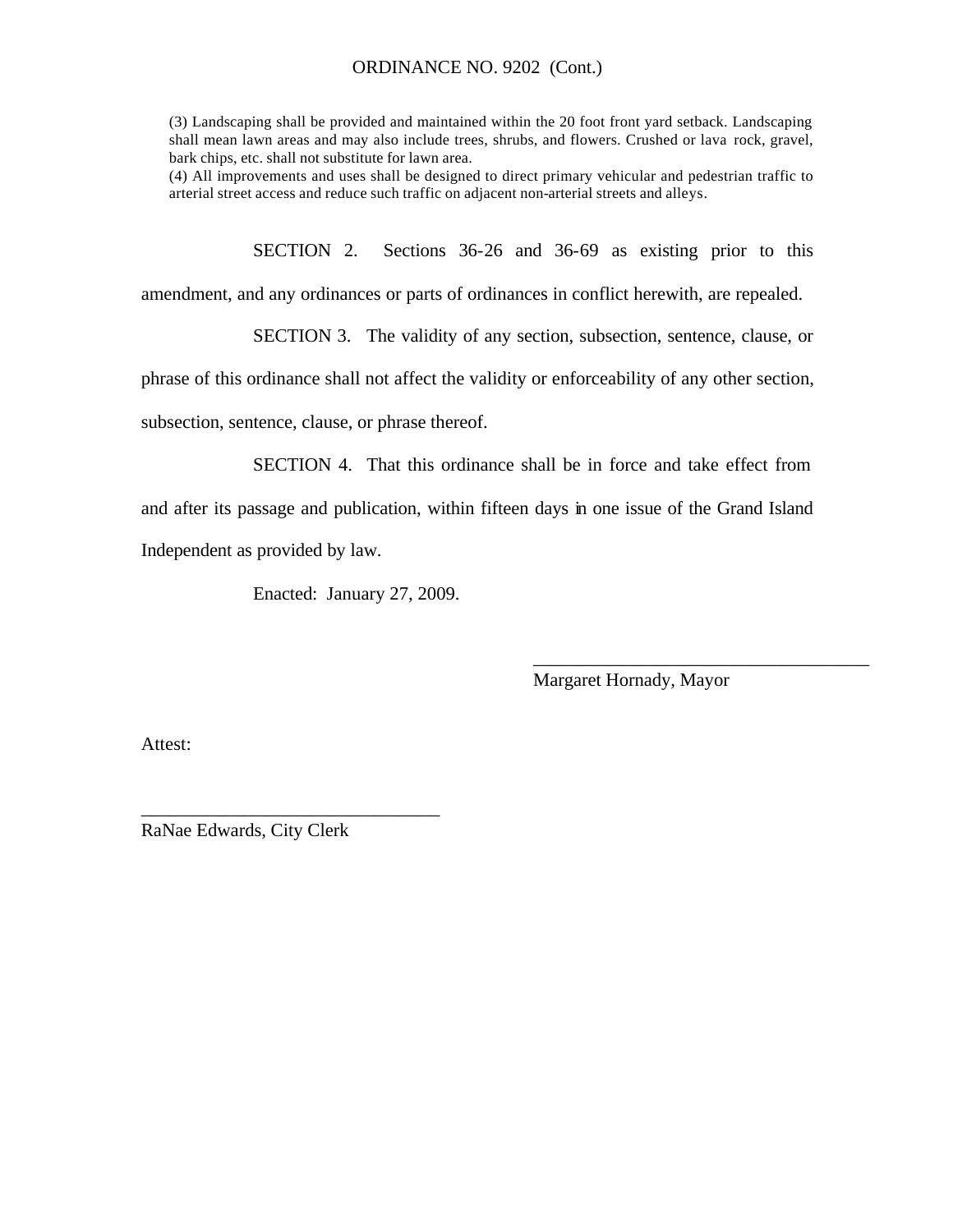ORDINANCE NO. 9202 (Cont.)

(3) Landscaping shall be provided and maintained within the 20 foot front yard setback. Landscaping shall mean lawn areas and may also include trees, shrubs, and flowers. Crushed or lava rock, gravel, bark chips, etc. shall not substitute for lawn area.
(4) All improvements and uses shall be designed to direct primary vehicular and pedestrian traffic to arterial street access and reduce such traffic on adjacent non-arterial streets and alleys.

SECTION 2. Sections 36-26 and 36-69 as existing prior to this amendment, and any ordinances or parts of ordinances in conflict herewith, are repealed.

SECTION 3. The validity of any section, subsection, sentence, clause, or phrase of this ordinance shall not affect the validity or enforceability of any other section, subsection, sentence, clause, or phrase thereof.

SECTION 4. That this ordinance shall be in force and take effect from and after its passage and publication, within fifteen days in one issue of the Grand Island Independent as provided by law.

Enacted: January 27, 2009.

_____________________________________
Margaret Hornady, Mayor

Attest:

_________________________________
RaNae Edwards, City Clerk